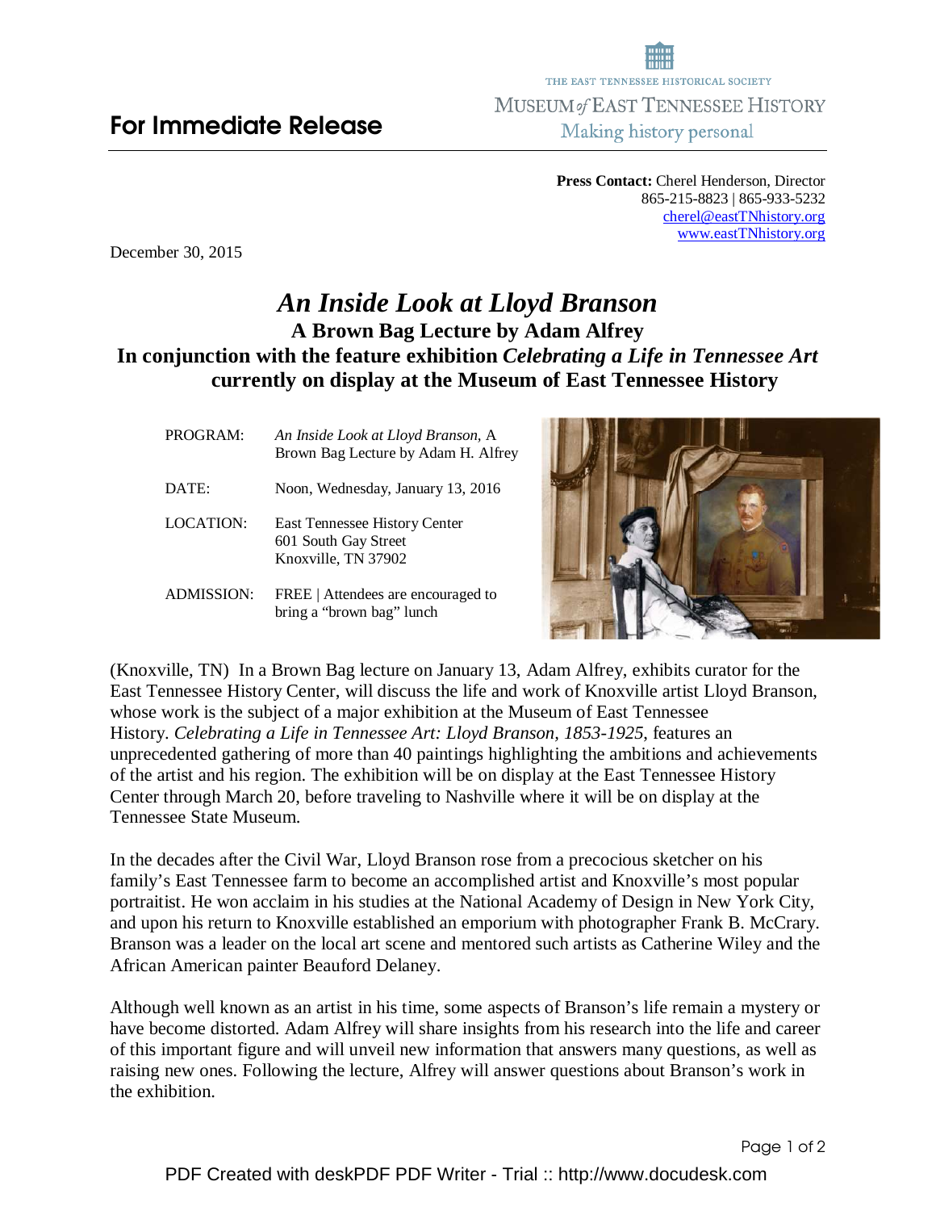**For Immediate Release**

THE EAST TENNESSEE HISTORICAL SOCIETY
MUSEUM *of* EAST TENNESSEE HISTORY
Making history personal

**Press Contact:** Cherel Henderson, Director
865-215-8823 | 865-933-5232
cherel@eastTNhistory.org
www.eastTNhistory.org

December 30, 2015

# *An Inside Look at Lloyd Branson*

## A Brown Bag Lecture by Adam Alfrey

### In conjunction with the feature exhibition *Celebrating a Life in Tennessee Art* currently on display at the Museum of East Tennessee History

| | |
|---|---|
| PROGRAM: | *An Inside Look at Lloyd Branson,* A Brown Bag Lecture by Adam H. Alfrey |
| DATE: | Noon, Wednesday, January 13, 2016 |
| LOCATION: | East Tennessee History Center<br>601 South Gay Street<br>Knoxville, TN 37902 |
| ADMISSION: | FREE \| Attendees are encouraged to bring a "brown bag" lunch |

(Knoxville, TN) In a Brown Bag lecture on January 13, Adam Alfrey, exhibits curator for the East Tennessee History Center, will discuss the life and work of Knoxville artist Lloyd Branson, whose work is the subject of a major exhibition at the Museum of East Tennessee History. *Celebrating a Life in Tennessee Art: Lloyd Branson, 1853-1925*, features an unprecedented gathering of more than 40 paintings highlighting the ambitions and achievements of the artist and his region. The exhibition will be on display at the East Tennessee History Center through March 20, before traveling to Nashville where it will be on display at the Tennessee State Museum.

In the decades after the Civil War, Lloyd Branson rose from a precocious sketcher on his family's East Tennessee farm to become an accomplished artist and Knoxville's most popular portraitist. He won acclaim in his studies at the National Academy of Design in New York City, and upon his return to Knoxville established an emporium with photographer Frank B. McCrary. Branson was a leader on the local art scene and mentored such artists as Catherine Wiley and the African American painter Beauford Delaney.

Although well known as an artist in his time, some aspects of Branson's life remain a mystery or have become distorted. Adam Alfrey will share insights from his research into the life and career of this important figure and will unveil new information that answers many questions, as well as raising new ones. Following the lecture, Alfrey will answer questions about Branson's work in the exhibition.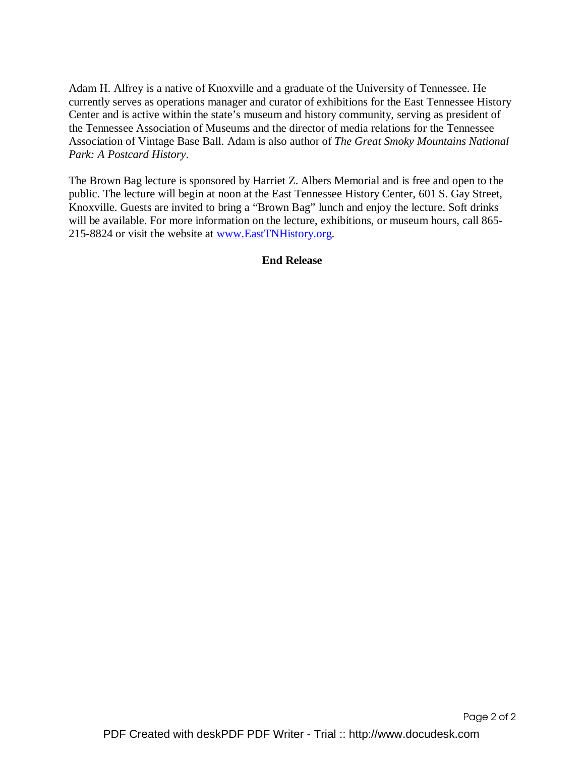Adam H. Alfrey is a native of Knoxville and a graduate of the University of Tennessee. He currently serves as operations manager and curator of exhibitions for the East Tennessee History Center and is active within the state's museum and history community, serving as president of the Tennessee Association of Museums and the director of media relations for the Tennessee Association of Vintage Base Ball. Adam is also author of *The Great Smoky Mountains National Park: A Postcard History*.

The Brown Bag lecture is sponsored by Harriet Z. Albers Memorial and is free and open to the public. The lecture will begin at noon at the East Tennessee History Center, 601 S. Gay Street, Knoxville. Guests are invited to bring a "Brown Bag" lunch and enjoy the lecture. Soft drinks will be available. For more information on the lecture, exhibitions, or museum hours, call 865-215-8824 or visit the website at [www.EastTNHistory.org](http://www.EastTNHistory.org).

**End Release**

PDF Created with deskPDF PDF Writer - Trial :: http://www.docudesk.com